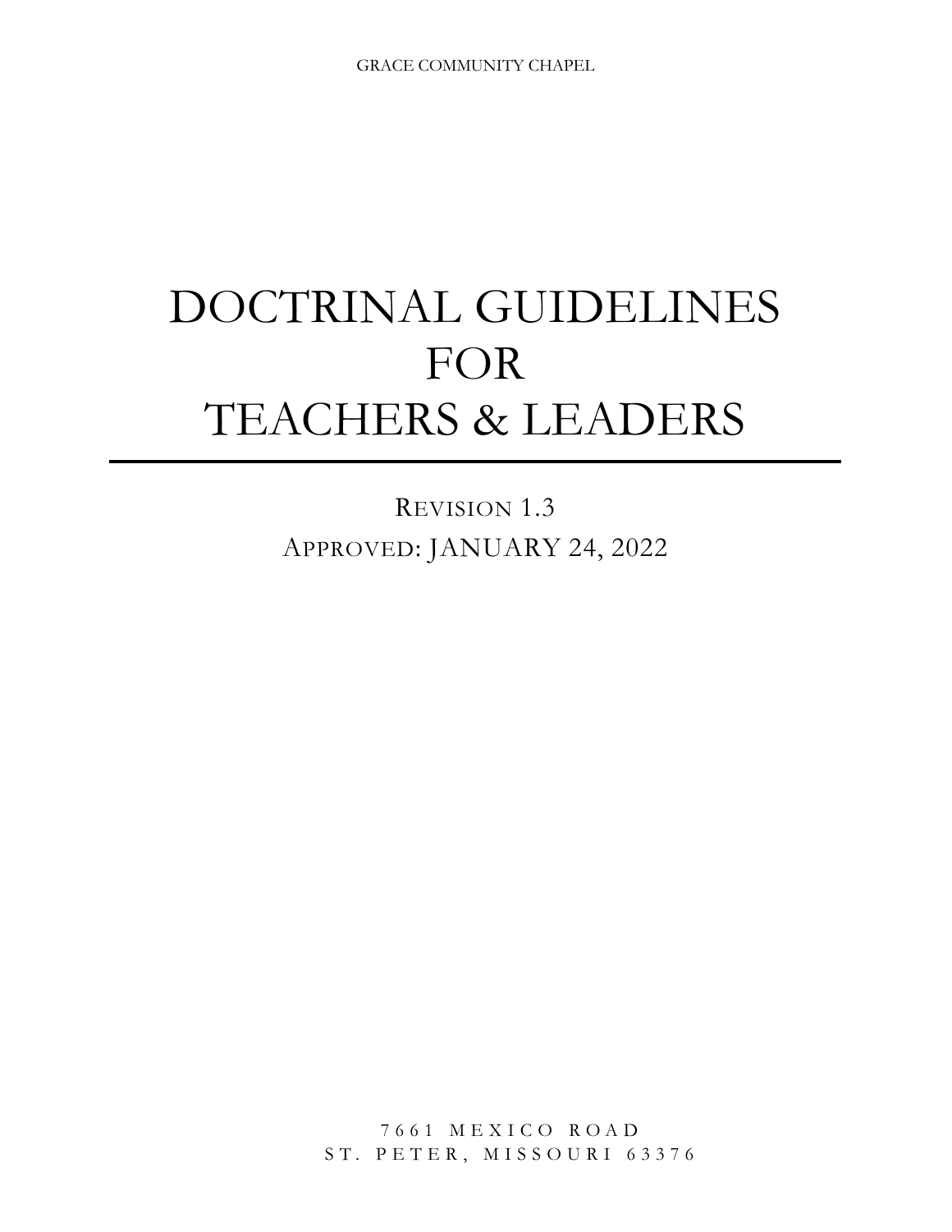GRACE COMMUNITY CHAPEL

# DOCTRINAL GUIDELINES FOR TEACHERS & LEADERS

REVISION 1.3

APPROVED: JANUARY 24, 2022

7661 MEXICO ROAD
ST. PETER, MISSOURI 63376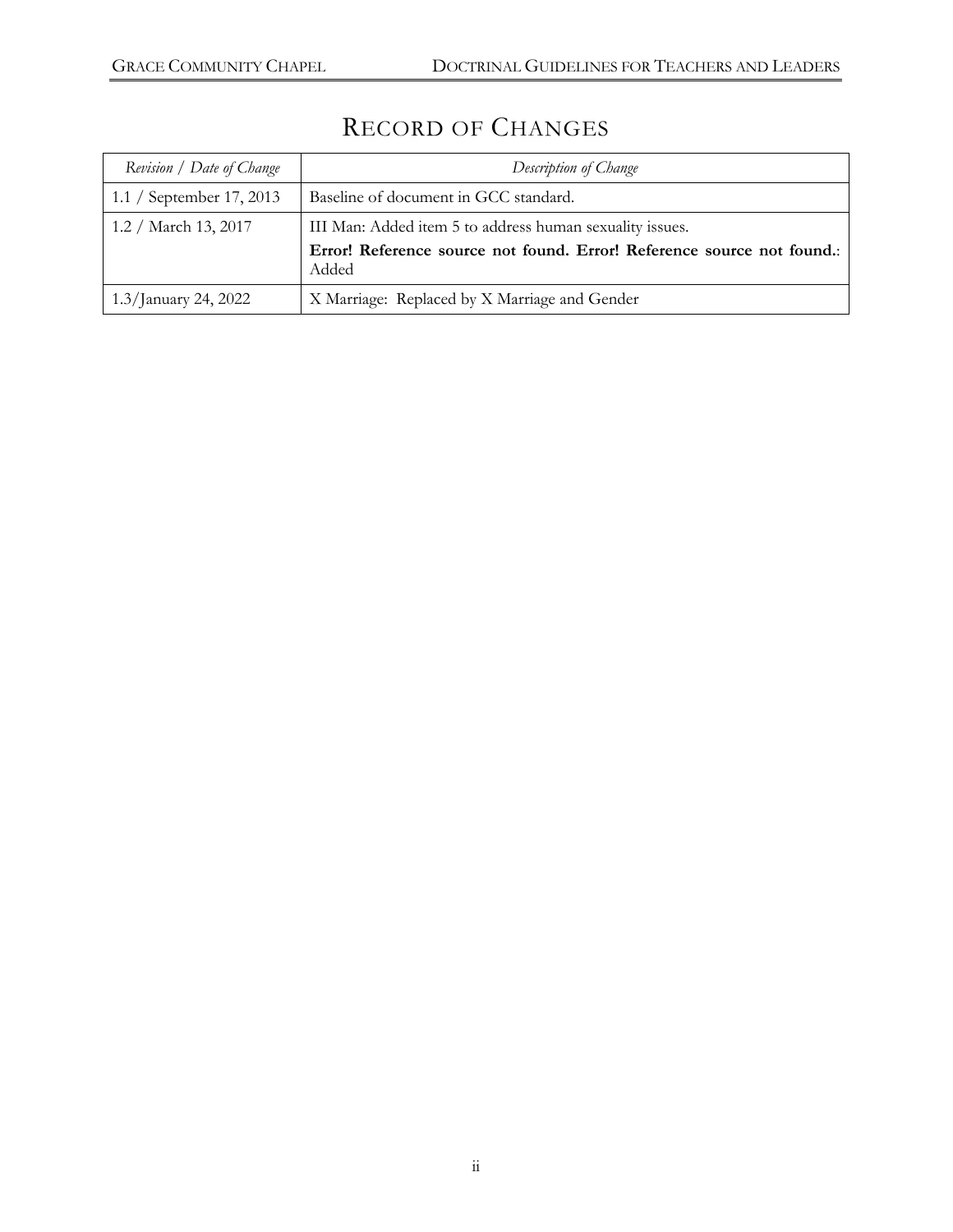# Record of Changes

| *Revision / Date of Change* | *Description of Change* |
|---|---|
| 1.1 / September 17, 2013 | Baseline of document in GCC standard. |
| 1.2 / March 13, 2017 | III Man: Added item 5 to address human sexuality issues.<br>**Error! Reference source not found. Error! Reference source not found.**: Added |
| 1.3/January 24, 2022 | X Marriage: Replaced by X Marriage and Gender |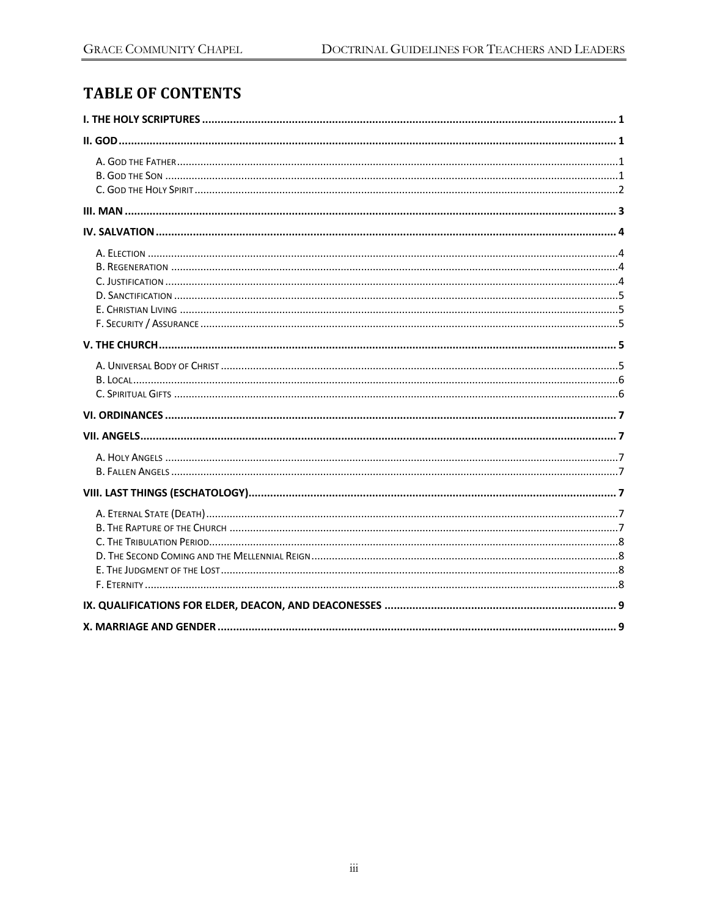# TABLE OF CONTENTS

**I. THE HOLY SCRIPTURES** ... **1**

**II. GOD** ... **1**

- A. God the Father ... 1
- B. God the Son ... 1
- C. God the Holy Spirit ... 2

**III. MAN** ... **3**

**IV. SALVATION** ... **4**

- A. Election ... 4
- B. Regeneration ... 4
- C. Justification ... 4
- D. Sanctification ... 5
- E. Christian Living ... 5
- F. Security / Assurance ... 5

**V. THE CHURCH** ... **5**

- A. Universal Body of Christ ... 5
- B. Local ... 6
- C. Spiritual Gifts ... 6

**VI. ORDINANCES** ... **7**

**VII. ANGELS** ... **7**

- A. Holy Angels ... 7
- B. Fallen Angels ... 7

**VIII. LAST THINGS (ESCHATOLOGY)** ... **7**

- A. Eternal State (Death) ... 7
- B. The Rapture of the Church ... 7
- C. The Tribulation Period ... 8
- D. The Second Coming and the Mellennial Reign ... 8
- E. The Judgment of the Lost ... 8
- F. Eternity ... 8

**IX. QUALIFICATIONS FOR ELDER, DEACON, AND DEACONESSES** ... **9**

**X. MARRIAGE AND GENDER** ... **9**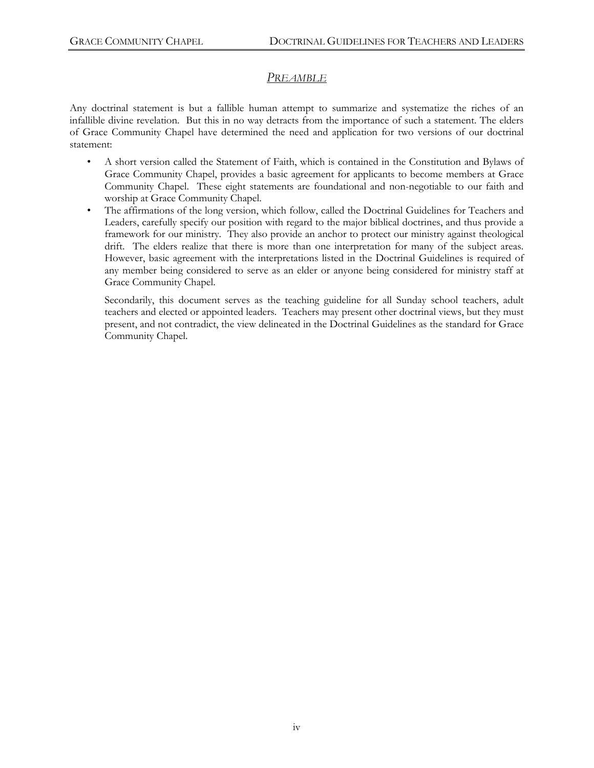## *PREAMBLE*

Any doctrinal statement is but a fallible human attempt to summarize and systematize the riches of an infallible divine revelation. But this in no way detracts from the importance of such a statement. The elders of Grace Community Chapel have determined the need and application for two versions of our doctrinal statement:

- A short version called the Statement of Faith, which is contained in the Constitution and Bylaws of Grace Community Chapel, provides a basic agreement for applicants to become members at Grace Community Chapel. These eight statements are foundational and non-negotiable to our faith and worship at Grace Community Chapel.
- The affirmations of the long version, which follow, called the Doctrinal Guidelines for Teachers and Leaders, carefully specify our position with regard to the major biblical doctrines, and thus provide a framework for our ministry. They also provide an anchor to protect our ministry against theological drift. The elders realize that there is more than one interpretation for many of the subject areas. However, basic agreement with the interpretations listed in the Doctrinal Guidelines is required of any member being considered to serve as an elder or anyone being considered for ministry staff at Grace Community Chapel.

  Secondarily, this document serves as the teaching guideline for all Sunday school teachers, adult teachers and elected or appointed leaders. Teachers may present other doctrinal views, but they must present, and not contradict, the view delineated in the Doctrinal Guidelines as the standard for Grace Community Chapel.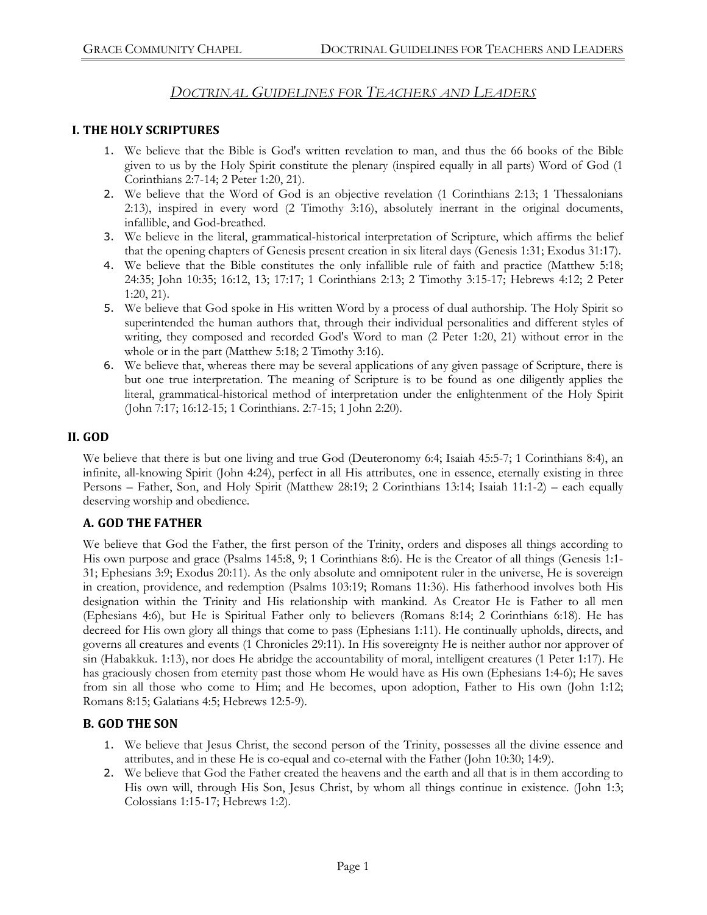# *Doctrinal Guidelines for Teachers and Leaders*

## I. THE HOLY SCRIPTURES

1. We believe that the Bible is God's written revelation to man, and thus the 66 books of the Bible given to us by the Holy Spirit constitute the plenary (inspired equally in all parts) Word of God (1 Corinthians 2:7-14; 2 Peter 1:20, 21).
2. We believe that the Word of God is an objective revelation (1 Corinthians 2:13; 1 Thessalonians 2:13), inspired in every word (2 Timothy 3:16), absolutely inerrant in the original documents, infallible, and God-breathed.
3. We believe in the literal, grammatical-historical interpretation of Scripture, which affirms the belief that the opening chapters of Genesis present creation in six literal days (Genesis 1:31; Exodus 31:17).
4. We believe that the Bible constitutes the only infallible rule of faith and practice (Matthew 5:18; 24:35; John 10:35; 16:12, 13; 17:17; 1 Corinthians 2:13; 2 Timothy 3:15-17; Hebrews 4:12; 2 Peter 1:20, 21).
5. We believe that God spoke in His written Word by a process of dual authorship. The Holy Spirit so superintended the human authors that, through their individual personalities and different styles of writing, they composed and recorded God's Word to man (2 Peter 1:20, 21) without error in the whole or in the part (Matthew 5:18; 2 Timothy 3:16).
6. We believe that, whereas there may be several applications of any given passage of Scripture, there is but one true interpretation. The meaning of Scripture is to be found as one diligently applies the literal, grammatical-historical method of interpretation under the enlightenment of the Holy Spirit (John 7:17; 16:12-15; 1 Corinthians. 2:7-15; 1 John 2:20).

## II. GOD

We believe that there is but one living and true God (Deuteronomy 6:4; Isaiah 45:5-7; 1 Corinthians 8:4), an infinite, all-knowing Spirit (John 4:24), perfect in all His attributes, one in essence, eternally existing in three Persons – Father, Son, and Holy Spirit (Matthew 28:19; 2 Corinthians 13:14; Isaiah 11:1-2) – each equally deserving worship and obedience.

### A. GOD THE FATHER

We believe that God the Father, the first person of the Trinity, orders and disposes all things according to His own purpose and grace (Psalms 145:8, 9; 1 Corinthians 8:6). He is the Creator of all things (Genesis 1:1-31; Ephesians 3:9; Exodus 20:11). As the only absolute and omnipotent ruler in the universe, He is sovereign in creation, providence, and redemption (Psalms 103:19; Romans 11:36). His fatherhood involves both His designation within the Trinity and His relationship with mankind. As Creator He is Father to all men (Ephesians 4:6), but He is Spiritual Father only to believers (Romans 8:14; 2 Corinthians 6:18). He has decreed for His own glory all things that come to pass (Ephesians 1:11). He continually upholds, directs, and governs all creatures and events (1 Chronicles 29:11). In His sovereignty He is neither author nor approver of sin (Habakkuk. 1:13), nor does He abridge the accountability of moral, intelligent creatures (1 Peter 1:17). He has graciously chosen from eternity past those whom He would have as His own (Ephesians 1:4-6); He saves from sin all those who come to Him; and He becomes, upon adoption, Father to His own (John 1:12; Romans 8:15; Galatians 4:5; Hebrews 12:5-9).

### B. GOD THE SON

1. We believe that Jesus Christ, the second person of the Trinity, possesses all the divine essence and attributes, and in these He is co-equal and co-eternal with the Father (John 10:30; 14:9).
2. We believe that God the Father created the heavens and the earth and all that is in them according to His own will, through His Son, Jesus Christ, by whom all things continue in existence. (John 1:3; Colossians 1:15-17; Hebrews 1:2).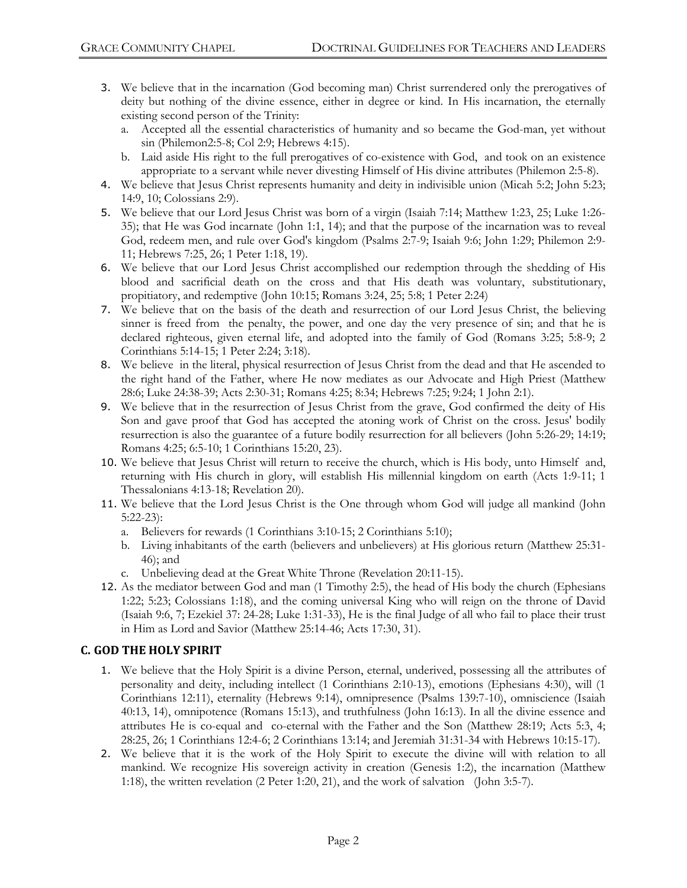3. We believe that in the incarnation (God becoming man) Christ surrendered only the prerogatives of deity but nothing of the divine essence, either in degree or kind. In His incarnation, the eternally existing second person of the Trinity:
   a. Accepted all the essential characteristics of humanity and so became the God-man, yet without sin (Philemon2:5-8; Col 2:9; Hebrews 4:15).
   b. Laid aside His right to the full prerogatives of co-existence with God, and took on an existence appropriate to a servant while never divesting Himself of His divine attributes (Philemon 2:5-8).
4. We believe that Jesus Christ represents humanity and deity in indivisible union (Micah 5:2; John 5:23; 14:9, 10; Colossians 2:9).
5. We believe that our Lord Jesus Christ was born of a virgin (Isaiah 7:14; Matthew 1:23, 25; Luke 1:26-35); that He was God incarnate (John 1:1, 14); and that the purpose of the incarnation was to reveal God, redeem men, and rule over God's kingdom (Psalms 2:7-9; Isaiah 9:6; John 1:29; Philemon 2:9-11; Hebrews 7:25, 26; 1 Peter 1:18, 19).
6. We believe that our Lord Jesus Christ accomplished our redemption through the shedding of His blood and sacrificial death on the cross and that His death was voluntary, substitutionary, propitiatory, and redemptive (John 10:15; Romans 3:24, 25; 5:8; 1 Peter 2:24)
7. We believe that on the basis of the death and resurrection of our Lord Jesus Christ, the believing sinner is freed from the penalty, the power, and one day the very presence of sin; and that he is declared righteous, given eternal life, and adopted into the family of God (Romans 3:25; 5:8-9; 2 Corinthians 5:14-15; 1 Peter 2:24; 3:18).
8. We believe in the literal, physical resurrection of Jesus Christ from the dead and that He ascended to the right hand of the Father, where He now mediates as our Advocate and High Priest (Matthew 28:6; Luke 24:38-39; Acts 2:30-31; Romans 4:25; 8:34; Hebrews 7:25; 9:24; 1 John 2:1).
9. We believe that in the resurrection of Jesus Christ from the grave, God confirmed the deity of His Son and gave proof that God has accepted the atoning work of Christ on the cross. Jesus' bodily resurrection is also the guarantee of a future bodily resurrection for all believers (John 5:26-29; 14:19; Romans 4:25; 6:5-10; 1 Corinthians 15:20, 23).
10. We believe that Jesus Christ will return to receive the church, which is His body, unto Himself and, returning with His church in glory, will establish His millennial kingdom on earth (Acts 1:9-11; 1 Thessalonians 4:13-18; Revelation 20).
11. We believe that the Lord Jesus Christ is the One through whom God will judge all mankind (John 5:22-23):
    a. Believers for rewards (1 Corinthians 3:10-15; 2 Corinthians 5:10);
    b. Living inhabitants of the earth (believers and unbelievers) at His glorious return (Matthew 25:31-46); and
    c. Unbelieving dead at the Great White Throne (Revelation 20:11-15).
12. As the mediator between God and man (1 Timothy 2:5), the head of His body the church (Ephesians 1:22; 5:23; Colossians 1:18), and the coming universal King who will reign on the throne of David (Isaiah 9:6, 7; Ezekiel 37: 24-28; Luke 1:31-33), He is the final Judge of all who fail to place their trust in Him as Lord and Savior (Matthew 25:14-46; Acts 17:30, 31).

## C. GOD THE HOLY SPIRIT

1. We believe that the Holy Spirit is a divine Person, eternal, underived, possessing all the attributes of personality and deity, including intellect (1 Corinthians 2:10-13), emotions (Ephesians 4:30), will (1 Corinthians 12:11), eternality (Hebrews 9:14), omnipresence (Psalms 139:7-10), omniscience (Isaiah 40:13, 14), omnipotence (Romans 15:13), and truthfulness (John 16:13). In all the divine essence and attributes He is co-equal and co-eternal with the Father and the Son (Matthew 28:19; Acts 5:3, 4; 28:25, 26; 1 Corinthians 12:4-6; 2 Corinthians 13:14; and Jeremiah 31:31-34 with Hebrews 10:15-17).
2. We believe that it is the work of the Holy Spirit to execute the divine will with relation to all mankind. We recognize His sovereign activity in creation (Genesis 1:2), the incarnation (Matthew 1:18), the written revelation (2 Peter 1:20, 21), and the work of salvation (John 3:5-7).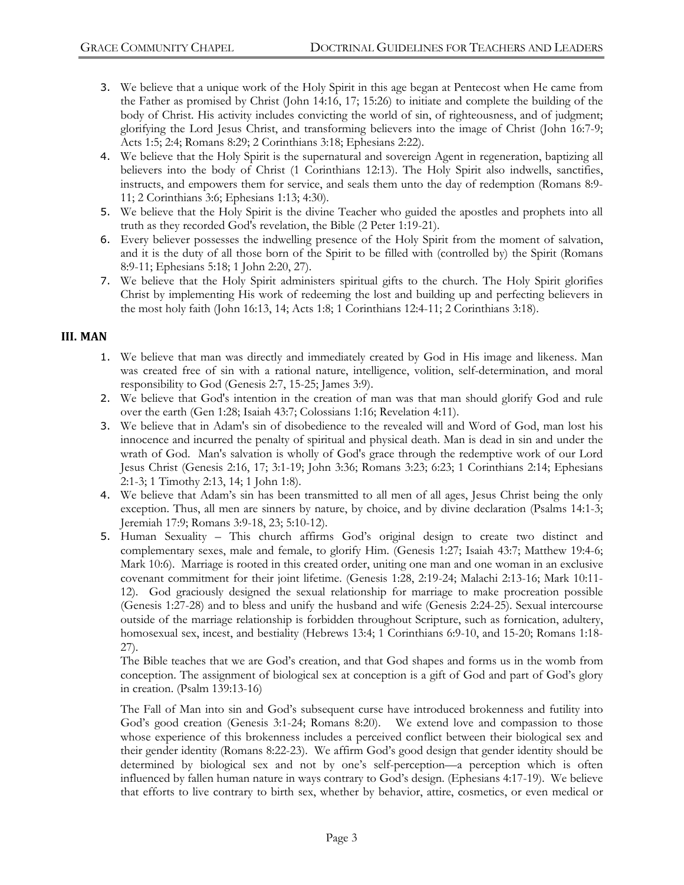3. We believe that a unique work of the Holy Spirit in this age began at Pentecost when He came from the Father as promised by Christ (John 14:16, 17; 15:26) to initiate and complete the building of the body of Christ. His activity includes convicting the world of sin, of righteousness, and of judgment; glorifying the Lord Jesus Christ, and transforming believers into the image of Christ (John 16:7-9; Acts 1:5; 2:4; Romans 8:29; 2 Corinthians 3:18; Ephesians 2:22).
4. We believe that the Holy Spirit is the supernatural and sovereign Agent in regeneration, baptizing all believers into the body of Christ (1 Corinthians 12:13). The Holy Spirit also indwells, sanctifies, instructs, and empowers them for service, and seals them unto the day of redemption (Romans 8:9-11; 2 Corinthians 3:6; Ephesians 1:13; 4:30).
5. We believe that the Holy Spirit is the divine Teacher who guided the apostles and prophets into all truth as they recorded God's revelation, the Bible (2 Peter 1:19-21).
6. Every believer possesses the indwelling presence of the Holy Spirit from the moment of salvation, and it is the duty of all those born of the Spirit to be filled with (controlled by) the Spirit (Romans 8:9-11; Ephesians 5:18; 1 John 2:20, 27).
7. We believe that the Holy Spirit administers spiritual gifts to the church. The Holy Spirit glorifies Christ by implementing His work of redeeming the lost and building up and perfecting believers in the most holy faith (John 16:13, 14; Acts 1:8; 1 Corinthians 12:4-11; 2 Corinthians 3:18).

## III. MAN

1. We believe that man was directly and immediately created by God in His image and likeness. Man was created free of sin with a rational nature, intelligence, volition, self-determination, and moral responsibility to God (Genesis 2:7, 15-25; James 3:9).
2. We believe that God's intention in the creation of man was that man should glorify God and rule over the earth (Gen 1:28; Isaiah 43:7; Colossians 1:16; Revelation 4:11).
3. We believe that in Adam's sin of disobedience to the revealed will and Word of God, man lost his innocence and incurred the penalty of spiritual and physical death. Man is dead in sin and under the wrath of God. Man's salvation is wholly of God's grace through the redemptive work of our Lord Jesus Christ (Genesis 2:16, 17; 3:1-19; John 3:36; Romans 3:23; 6:23; 1 Corinthians 2:14; Ephesians 2:1-3; 1 Timothy 2:13, 14; 1 John 1:8).
4. We believe that Adam's sin has been transmitted to all men of all ages, Jesus Christ being the only exception. Thus, all men are sinners by nature, by choice, and by divine declaration (Psalms 14:1-3; Jeremiah 17:9; Romans 3:9-18, 23; 5:10-12).
5. Human Sexuality – This church affirms God's original design to create two distinct and complementary sexes, male and female, to glorify Him. (Genesis 1:27; Isaiah 43:7; Matthew 19:4-6; Mark 10:6). Marriage is rooted in this created order, uniting one man and one woman in an exclusive covenant commitment for their joint lifetime. (Genesis 1:28, 2:19-24; Malachi 2:13-16; Mark 10:11-12). God graciously designed the sexual relationship for marriage to make procreation possible (Genesis 1:27-28) and to bless and unify the husband and wife (Genesis 2:24-25). Sexual intercourse outside of the marriage relationship is forbidden throughout Scripture, such as fornication, adultery, homosexual sex, incest, and bestiality (Hebrews 13:4; 1 Corinthians 6:9-10, and 15-20; Romans 1:18-27).

   The Bible teaches that we are God's creation, and that God shapes and forms us in the womb from conception. The assignment of biological sex at conception is a gift of God and part of God's glory in creation. (Psalm 139:13-16)

   The Fall of Man into sin and God's subsequent curse have introduced brokenness and futility into God's good creation (Genesis 3:1-24; Romans 8:20). We extend love and compassion to those whose experience of this brokenness includes a perceived conflict between their biological sex and their gender identity (Romans 8:22-23). We affirm God's good design that gender identity should be determined by biological sex and not by one's self-perception—a perception which is often influenced by fallen human nature in ways contrary to God's design. (Ephesians 4:17-19). We believe that efforts to live contrary to birth sex, whether by behavior, attire, cosmetics, or even medical or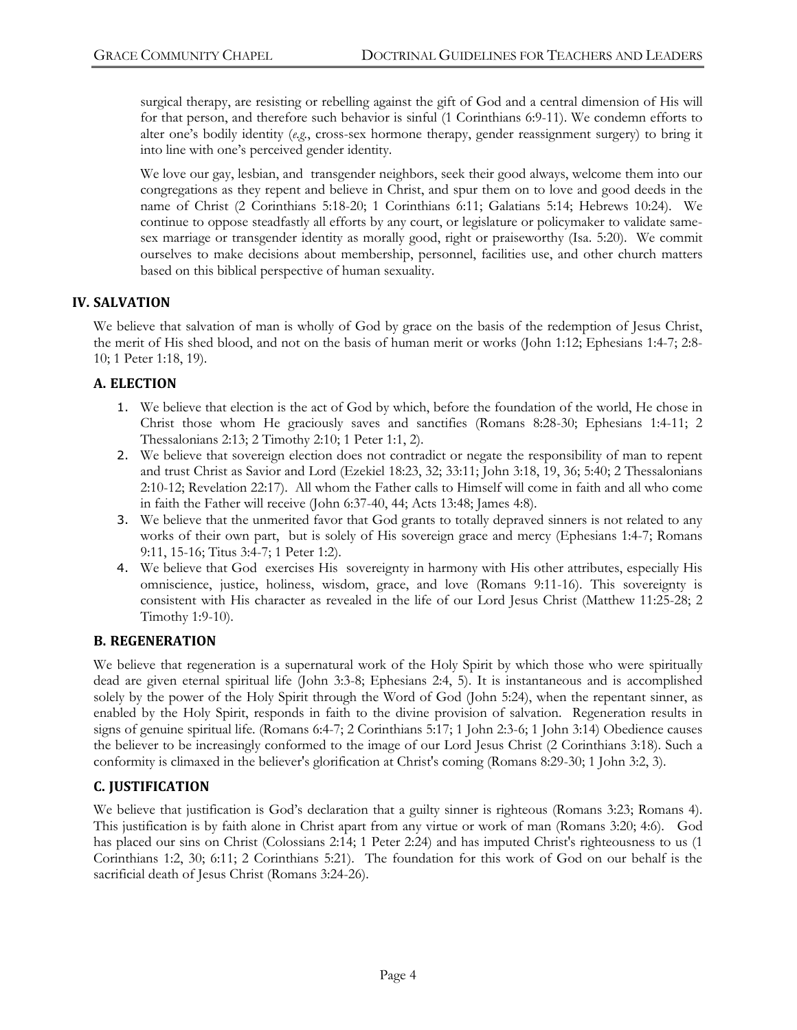surgical therapy, are resisting or rebelling against the gift of God and a central dimension of His will for that person, and therefore such behavior is sinful (1 Corinthians 6:9-11). We condemn efforts to alter one's bodily identity (*e.g.*, cross-sex hormone therapy, gender reassignment surgery) to bring it into line with one's perceived gender identity.

We love our gay, lesbian, and transgender neighbors, seek their good always, welcome them into our congregations as they repent and believe in Christ, and spur them on to love and good deeds in the name of Christ (2 Corinthians 5:18-20; 1 Corinthians 6:11; Galatians 5:14; Hebrews 10:24). We continue to oppose steadfastly all efforts by any court, or legislature or policymaker to validate same-sex marriage or transgender identity as morally good, right or praiseworthy (Isa. 5:20). We commit ourselves to make decisions about membership, personnel, facilities use, and other church matters based on this biblical perspective of human sexuality.

## IV. SALVATION

We believe that salvation of man is wholly of God by grace on the basis of the redemption of Jesus Christ, the merit of His shed blood, and not on the basis of human merit or works (John 1:12; Ephesians 1:4-7; 2:8-10; 1 Peter 1:18, 19).

### A. ELECTION

1. We believe that election is the act of God by which, before the foundation of the world, He chose in Christ those whom He graciously saves and sanctifies (Romans 8:28-30; Ephesians 1:4-11; 2 Thessalonians 2:13; 2 Timothy 2:10; 1 Peter 1:1, 2).
2. We believe that sovereign election does not contradict or negate the responsibility of man to repent and trust Christ as Savior and Lord (Ezekiel 18:23, 32; 33:11; John 3:18, 19, 36; 5:40; 2 Thessalonians 2:10-12; Revelation 22:17). All whom the Father calls to Himself will come in faith and all who come in faith the Father will receive (John 6:37-40, 44; Acts 13:48; James 4:8).
3. We believe that the unmerited favor that God grants to totally depraved sinners is not related to any works of their own part, but is solely of His sovereign grace and mercy (Ephesians 1:4-7; Romans 9:11, 15-16; Titus 3:4-7; 1 Peter 1:2).
4. We believe that God exercises His sovereignty in harmony with His other attributes, especially His omniscience, justice, holiness, wisdom, grace, and love (Romans 9:11-16). This sovereignty is consistent with His character as revealed in the life of our Lord Jesus Christ (Matthew 11:25-28; 2 Timothy 1:9-10).

### B. REGENERATION

We believe that regeneration is a supernatural work of the Holy Spirit by which those who were spiritually dead are given eternal spiritual life (John 3:3-8; Ephesians 2:4, 5). It is instantaneous and is accomplished solely by the power of the Holy Spirit through the Word of God (John 5:24), when the repentant sinner, as enabled by the Holy Spirit, responds in faith to the divine provision of salvation. Regeneration results in signs of genuine spiritual life. (Romans 6:4-7; 2 Corinthians 5:17; 1 John 2:3-6; 1 John 3:14) Obedience causes the believer to be increasingly conformed to the image of our Lord Jesus Christ (2 Corinthians 3:18). Such a conformity is climaxed in the believer's glorification at Christ's coming (Romans 8:29-30; 1 John 3:2, 3).

### C. JUSTIFICATION

We believe that justification is God's declaration that a guilty sinner is righteous (Romans 3:23; Romans 4). This justification is by faith alone in Christ apart from any virtue or work of man (Romans 3:20; 4:6). God has placed our sins on Christ (Colossians 2:14; 1 Peter 2:24) and has imputed Christ's righteousness to us (1 Corinthians 1:2, 30; 6:11; 2 Corinthians 5:21). The foundation for this work of God on our behalf is the sacrificial death of Jesus Christ (Romans 3:24-26).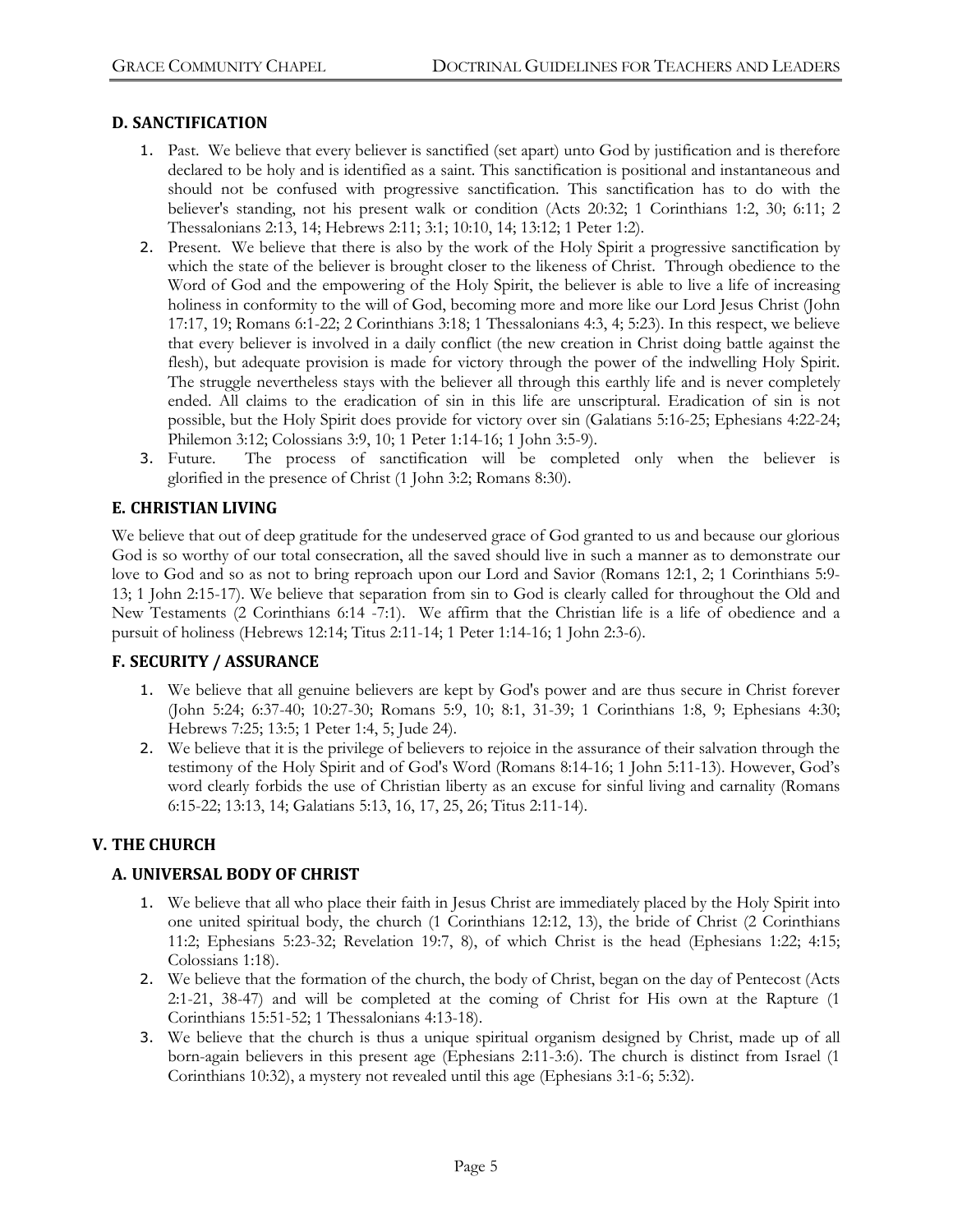### D. SANCTIFICATION

1. Past. We believe that every believer is sanctified (set apart) unto God by justification and is therefore declared to be holy and is identified as a saint. This sanctification is positional and instantaneous and should not be confused with progressive sanctification. This sanctification has to do with the believer's standing, not his present walk or condition (Acts 20:32; 1 Corinthians 1:2, 30; 6:11; 2 Thessalonians 2:13, 14; Hebrews 2:11; 3:1; 10:10, 14; 13:12; 1 Peter 1:2).
2. Present. We believe that there is also by the work of the Holy Spirit a progressive sanctification by which the state of the believer is brought closer to the likeness of Christ. Through obedience to the Word of God and the empowering of the Holy Spirit, the believer is able to live a life of increasing holiness in conformity to the will of God, becoming more and more like our Lord Jesus Christ (John 17:17, 19; Romans 6:1-22; 2 Corinthians 3:18; 1 Thessalonians 4:3, 4; 5:23). In this respect, we believe that every believer is involved in a daily conflict (the new creation in Christ doing battle against the flesh), but adequate provision is made for victory through the power of the indwelling Holy Spirit. The struggle nevertheless stays with the believer all through this earthly life and is never completely ended. All claims to the eradication of sin in this life are unscriptural. Eradication of sin is not possible, but the Holy Spirit does provide for victory over sin (Galatians 5:16-25; Ephesians 4:22-24; Philemon 3:12; Colossians 3:9, 10; 1 Peter 1:14-16; 1 John 3:5-9).
3. Future. The process of sanctification will be completed only when the believer is glorified in the presence of Christ (1 John 3:2; Romans 8:30).

### E. CHRISTIAN LIVING

We believe that out of deep gratitude for the undeserved grace of God granted to us and because our glorious God is so worthy of our total consecration, all the saved should live in such a manner as to demonstrate our love to God and so as not to bring reproach upon our Lord and Savior (Romans 12:1, 2; 1 Corinthians 5:9-13; 1 John 2:15-17). We believe that separation from sin to God is clearly called for throughout the Old and New Testaments (2 Corinthians 6:14 -7:1). We affirm that the Christian life is a life of obedience and a pursuit of holiness (Hebrews 12:14; Titus 2:11-14; 1 Peter 1:14-16; 1 John 2:3-6).

### F. SECURITY / ASSURANCE

1. We believe that all genuine believers are kept by God's power and are thus secure in Christ forever (John 5:24; 6:37-40; 10:27-30; Romans 5:9, 10; 8:1, 31-39; 1 Corinthians 1:8, 9; Ephesians 4:30; Hebrews 7:25; 13:5; 1 Peter 1:4, 5; Jude 24).
2. We believe that it is the privilege of believers to rejoice in the assurance of their salvation through the testimony of the Holy Spirit and of God's Word (Romans 8:14-16; 1 John 5:11-13). However, God's word clearly forbids the use of Christian liberty as an excuse for sinful living and carnality (Romans 6:15-22; 13:13, 14; Galatians 5:13, 16, 17, 25, 26; Titus 2:11-14).

## V. THE CHURCH

### A. UNIVERSAL BODY OF CHRIST

1. We believe that all who place their faith in Jesus Christ are immediately placed by the Holy Spirit into one united spiritual body, the church (1 Corinthians 12:12, 13), the bride of Christ (2 Corinthians 11:2; Ephesians 5:23-32; Revelation 19:7, 8), of which Christ is the head (Ephesians 1:22; 4:15; Colossians 1:18).
2. We believe that the formation of the church, the body of Christ, began on the day of Pentecost (Acts 2:1-21, 38-47) and will be completed at the coming of Christ for His own at the Rapture (1 Corinthians 15:51-52; 1 Thessalonians 4:13-18).
3. We believe that the church is thus a unique spiritual organism designed by Christ, made up of all born-again believers in this present age (Ephesians 2:11-3:6). The church is distinct from Israel (1 Corinthians 10:32), a mystery not revealed until this age (Ephesians 3:1-6; 5:32).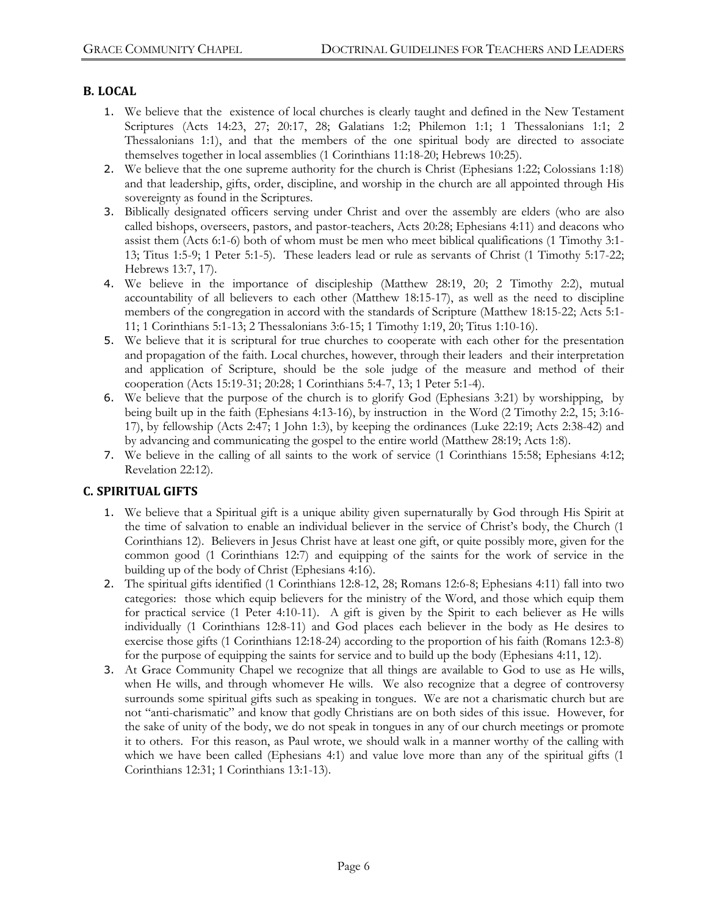## B. LOCAL

1. We believe that the existence of local churches is clearly taught and defined in the New Testament Scriptures (Acts 14:23, 27; 20:17, 28; Galatians 1:2; Philemon 1:1; 1 Thessalonians 1:1; 2 Thessalonians 1:1), and that the members of the one spiritual body are directed to associate themselves together in local assemblies (1 Corinthians 11:18-20; Hebrews 10:25).
2. We believe that the one supreme authority for the church is Christ (Ephesians 1:22; Colossians 1:18) and that leadership, gifts, order, discipline, and worship in the church are all appointed through His sovereignty as found in the Scriptures.
3. Biblically designated officers serving under Christ and over the assembly are elders (who are also called bishops, overseers, pastors, and pastor-teachers, Acts 20:28; Ephesians 4:11) and deacons who assist them (Acts 6:1-6) both of whom must be men who meet biblical qualifications (1 Timothy 3:1-13; Titus 1:5-9; 1 Peter 5:1-5). These leaders lead or rule as servants of Christ (1 Timothy 5:17-22; Hebrews 13:7, 17).
4. We believe in the importance of discipleship (Matthew 28:19, 20; 2 Timothy 2:2), mutual accountability of all believers to each other (Matthew 18:15-17), as well as the need to discipline members of the congregation in accord with the standards of Scripture (Matthew 18:15-22; Acts 5:1-11; 1 Corinthians 5:1-13; 2 Thessalonians 3:6-15; 1 Timothy 1:19, 20; Titus 1:10-16).
5. We believe that it is scriptural for true churches to cooperate with each other for the presentation and propagation of the faith. Local churches, however, through their leaders and their interpretation and application of Scripture, should be the sole judge of the measure and method of their cooperation (Acts 15:19-31; 20:28; 1 Corinthians 5:4-7, 13; 1 Peter 5:1-4).
6. We believe that the purpose of the church is to glorify God (Ephesians 3:21) by worshipping, by being built up in the faith (Ephesians 4:13-16), by instruction in the Word (2 Timothy 2:2, 15; 3:16-17), by fellowship (Acts 2:47; 1 John 1:3), by keeping the ordinances (Luke 22:19; Acts 2:38-42) and by advancing and communicating the gospel to the entire world (Matthew 28:19; Acts 1:8).
7. We believe in the calling of all saints to the work of service (1 Corinthians 15:58; Ephesians 4:12; Revelation 22:12).

## C. SPIRITUAL GIFTS

1. We believe that a Spiritual gift is a unique ability given supernaturally by God through His Spirit at the time of salvation to enable an individual believer in the service of Christ's body, the Church (1 Corinthians 12). Believers in Jesus Christ have at least one gift, or quite possibly more, given for the common good (1 Corinthians 12:7) and equipping of the saints for the work of service in the building up of the body of Christ (Ephesians 4:16).
2. The spiritual gifts identified (1 Corinthians 12:8-12, 28; Romans 12:6-8; Ephesians 4:11) fall into two categories: those which equip believers for the ministry of the Word, and those which equip them for practical service (1 Peter 4:10-11). A gift is given by the Spirit to each believer as He wills individually (1 Corinthians 12:8-11) and God places each believer in the body as He desires to exercise those gifts (1 Corinthians 12:18-24) according to the proportion of his faith (Romans 12:3-8) for the purpose of equipping the saints for service and to build up the body (Ephesians 4:11, 12).
3. At Grace Community Chapel we recognize that all things are available to God to use as He wills, when He wills, and through whomever He wills. We also recognize that a degree of controversy surrounds some spiritual gifts such as speaking in tongues. We are not a charismatic church but are not "anti-charismatic" and know that godly Christians are on both sides of this issue. However, for the sake of unity of the body, we do not speak in tongues in any of our church meetings or promote it to others. For this reason, as Paul wrote, we should walk in a manner worthy of the calling with which we have been called (Ephesians 4:1) and value love more than any of the spiritual gifts (1 Corinthians 12:31; 1 Corinthians 13:1-13).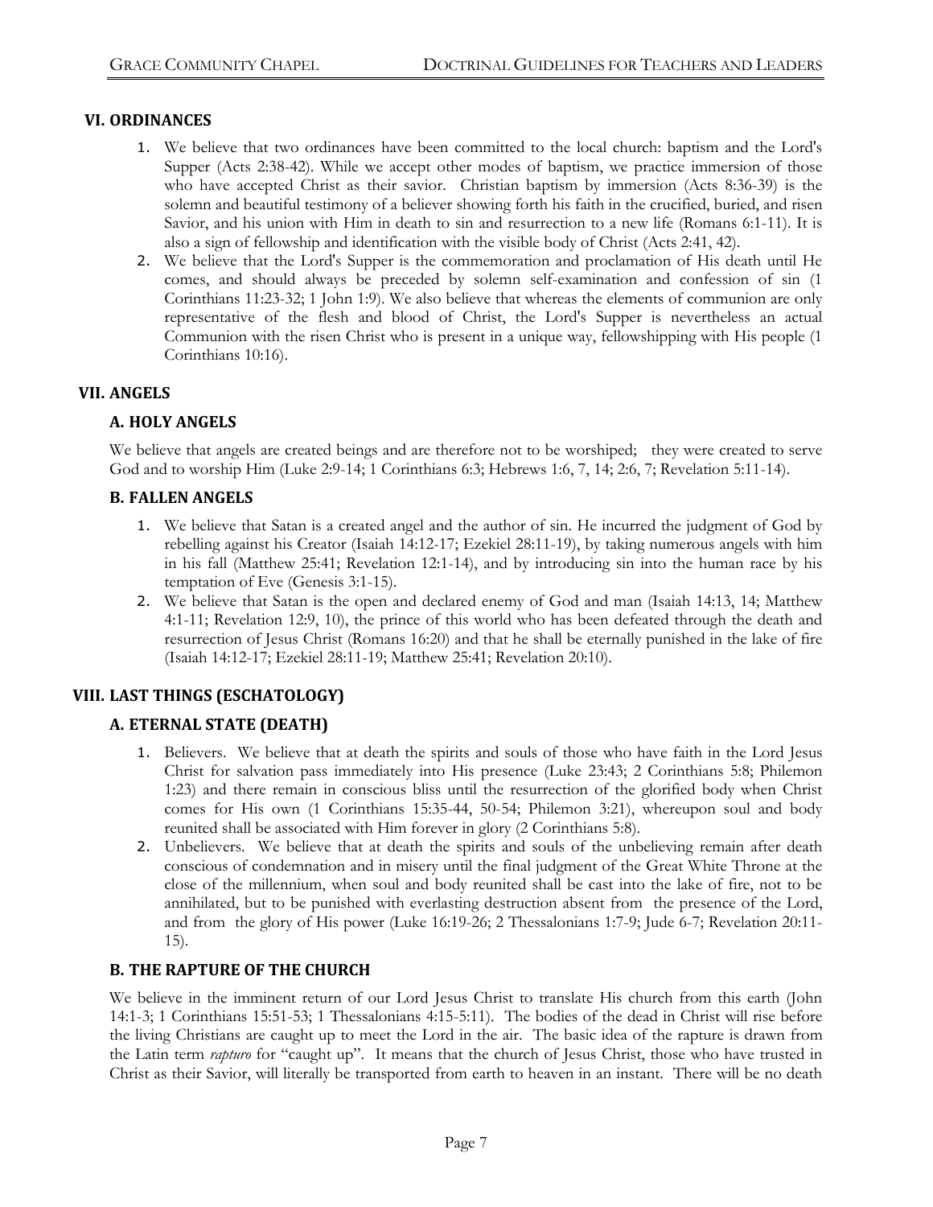## VI. ORDINANCES

1. We believe that two ordinances have been committed to the local church: baptism and the Lord's Supper (Acts 2:38-42). While we accept other modes of baptism, we practice immersion of those who have accepted Christ as their savior. Christian baptism by immersion (Acts 8:36-39) is the solemn and beautiful testimony of a believer showing forth his faith in the crucified, buried, and risen Savior, and his union with Him in death to sin and resurrection to a new life (Romans 6:1-11). It is also a sign of fellowship and identification with the visible body of Christ (Acts 2:41, 42).
2. We believe that the Lord's Supper is the commemoration and proclamation of His death until He comes, and should always be preceded by solemn self-examination and confession of sin (1 Corinthians 11:23-32; 1 John 1:9). We also believe that whereas the elements of communion are only representative of the flesh and blood of Christ, the Lord's Supper is nevertheless an actual Communion with the risen Christ who is present in a unique way, fellowshipping with His people (1 Corinthians 10:16).

## VII. ANGELS

### A. HOLY ANGELS

We believe that angels are created beings and are therefore not to be worshiped; they were created to serve God and to worship Him (Luke 2:9-14; 1 Corinthians 6:3; Hebrews 1:6, 7, 14; 2:6, 7; Revelation 5:11-14).

### B. FALLEN ANGELS

1. We believe that Satan is a created angel and the author of sin. He incurred the judgment of God by rebelling against his Creator (Isaiah 14:12-17; Ezekiel 28:11-19), by taking numerous angels with him in his fall (Matthew 25:41; Revelation 12:1-14), and by introducing sin into the human race by his temptation of Eve (Genesis 3:1-15).
2. We believe that Satan is the open and declared enemy of God and man (Isaiah 14:13, 14; Matthew 4:1-11; Revelation 12:9, 10), the prince of this world who has been defeated through the death and resurrection of Jesus Christ (Romans 16:20) and that he shall be eternally punished in the lake of fire (Isaiah 14:12-17; Ezekiel 28:11-19; Matthew 25:41; Revelation 20:10).

## VIII. LAST THINGS (ESCHATOLOGY)

### A. ETERNAL STATE (DEATH)

1. Believers. We believe that at death the spirits and souls of those who have faith in the Lord Jesus Christ for salvation pass immediately into His presence (Luke 23:43; 2 Corinthians 5:8; Philemon 1:23) and there remain in conscious bliss until the resurrection of the glorified body when Christ comes for His own (1 Corinthians 15:35-44, 50-54; Philemon 3:21), whereupon soul and body reunited shall be associated with Him forever in glory (2 Corinthians 5:8).
2. Unbelievers. We believe that at death the spirits and souls of the unbelieving remain after death conscious of condemnation and in misery until the final judgment of the Great White Throne at the close of the millennium, when soul and body reunited shall be cast into the lake of fire, not to be annihilated, but to be punished with everlasting destruction absent from the presence of the Lord, and from the glory of His power (Luke 16:19-26; 2 Thessalonians 1:7-9; Jude 6-7; Revelation 20:11-15).

### B. THE RAPTURE OF THE CHURCH

We believe in the imminent return of our Lord Jesus Christ to translate His church from this earth (John 14:1-3; 1 Corinthians 15:51-53; 1 Thessalonians 4:15-5:11). The bodies of the dead in Christ will rise before the living Christians are caught up to meet the Lord in the air. The basic idea of the rapture is drawn from the Latin term *rapturo* for "caught up". It means that the church of Jesus Christ, those who have trusted in Christ as their Savior, will literally be transported from earth to heaven in an instant. There will be no death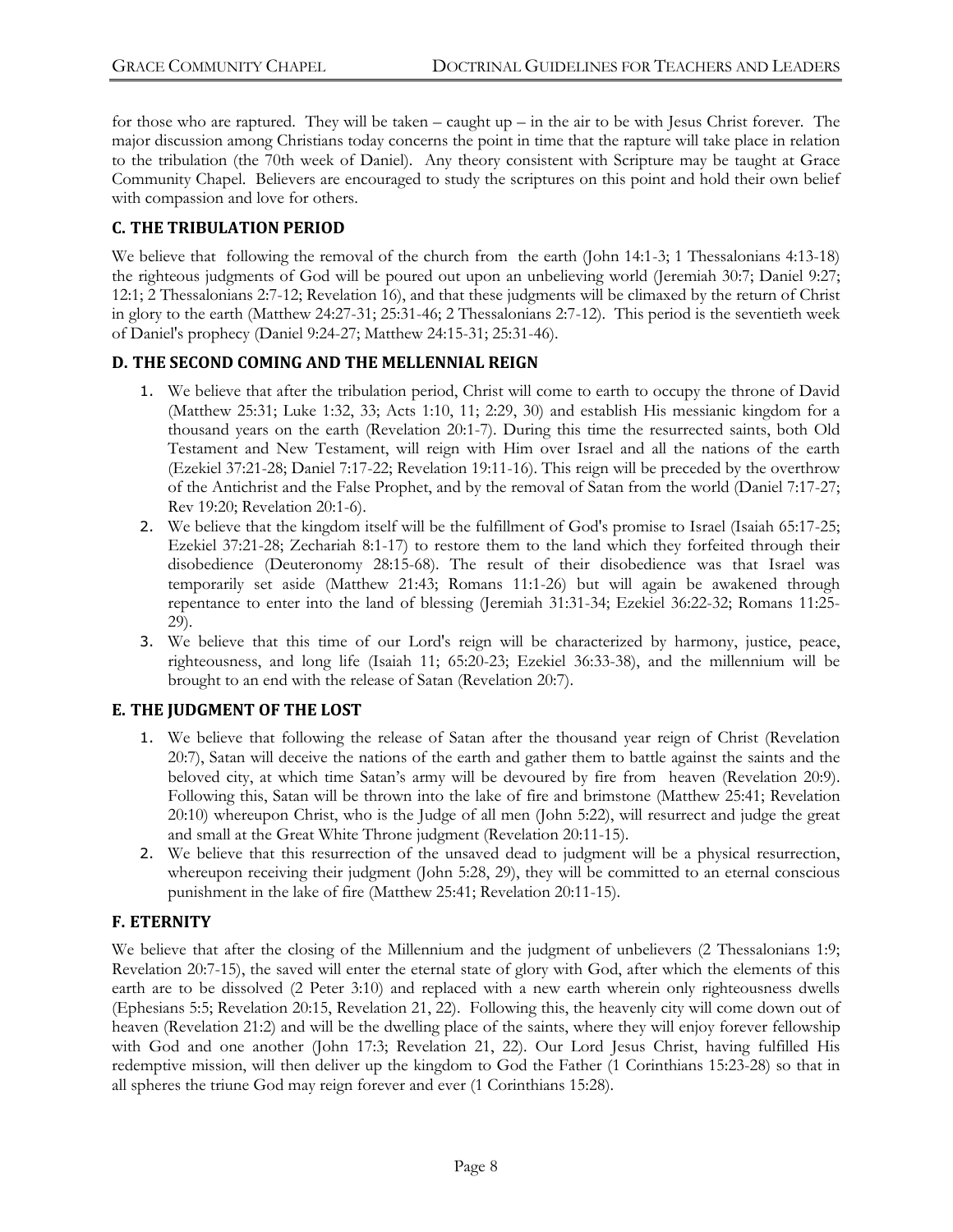for those who are raptured. They will be taken – caught up – in the air to be with Jesus Christ forever. The major discussion among Christians today concerns the point in time that the rapture will take place in relation to the tribulation (the 70th week of Daniel). Any theory consistent with Scripture may be taught at Grace Community Chapel. Believers are encouraged to study the scriptures on this point and hold their own belief with compassion and love for others.

### C. THE TRIBULATION PERIOD

We believe that following the removal of the church from the earth (John 14:1-3; 1 Thessalonians 4:13-18) the righteous judgments of God will be poured out upon an unbelieving world (Jeremiah 30:7; Daniel 9:27; 12:1; 2 Thessalonians 2:7-12; Revelation 16), and that these judgments will be climaxed by the return of Christ in glory to the earth (Matthew 24:27-31; 25:31-46; 2 Thessalonians 2:7-12). This period is the seventieth week of Daniel's prophecy (Daniel 9:24-27; Matthew 24:15-31; 25:31-46).

### D. THE SECOND COMING AND THE MELLENNIAL REIGN

1. We believe that after the tribulation period, Christ will come to earth to occupy the throne of David (Matthew 25:31; Luke 1:32, 33; Acts 1:10, 11; 2:29, 30) and establish His messianic kingdom for a thousand years on the earth (Revelation 20:1-7). During this time the resurrected saints, both Old Testament and New Testament, will reign with Him over Israel and all the nations of the earth (Ezekiel 37:21-28; Daniel 7:17-22; Revelation 19:11-16). This reign will be preceded by the overthrow of the Antichrist and the False Prophet, and by the removal of Satan from the world (Daniel 7:17-27; Rev 19:20; Revelation 20:1-6).
2. We believe that the kingdom itself will be the fulfillment of God's promise to Israel (Isaiah 65:17-25; Ezekiel 37:21-28; Zechariah 8:1-17) to restore them to the land which they forfeited through their disobedience (Deuteronomy 28:15-68). The result of their disobedience was that Israel was temporarily set aside (Matthew 21:43; Romans 11:1-26) but will again be awakened through repentance to enter into the land of blessing (Jeremiah 31:31-34; Ezekiel 36:22-32; Romans 11:25-29).
3. We believe that this time of our Lord's reign will be characterized by harmony, justice, peace, righteousness, and long life (Isaiah 11; 65:20-23; Ezekiel 36:33-38), and the millennium will be brought to an end with the release of Satan (Revelation 20:7).

### E. THE JUDGMENT OF THE LOST

1. We believe that following the release of Satan after the thousand year reign of Christ (Revelation 20:7), Satan will deceive the nations of the earth and gather them to battle against the saints and the beloved city, at which time Satan's army will be devoured by fire from heaven (Revelation 20:9). Following this, Satan will be thrown into the lake of fire and brimstone (Matthew 25:41; Revelation 20:10) whereupon Christ, who is the Judge of all men (John 5:22), will resurrect and judge the great and small at the Great White Throne judgment (Revelation 20:11-15).
2. We believe that this resurrection of the unsaved dead to judgment will be a physical resurrection, whereupon receiving their judgment (John 5:28, 29), they will be committed to an eternal conscious punishment in the lake of fire (Matthew 25:41; Revelation 20:11-15).

### F. ETERNITY

We believe that after the closing of the Millennium and the judgment of unbelievers (2 Thessalonians 1:9; Revelation 20:7-15), the saved will enter the eternal state of glory with God, after which the elements of this earth are to be dissolved (2 Peter 3:10) and replaced with a new earth wherein only righteousness dwells (Ephesians 5:5; Revelation 20:15, Revelation 21, 22). Following this, the heavenly city will come down out of heaven (Revelation 21:2) and will be the dwelling place of the saints, where they will enjoy forever fellowship with God and one another (John 17:3; Revelation 21, 22). Our Lord Jesus Christ, having fulfilled His redemptive mission, will then deliver up the kingdom to God the Father (1 Corinthians 15:23-28) so that in all spheres the triune God may reign forever and ever (1 Corinthians 15:28).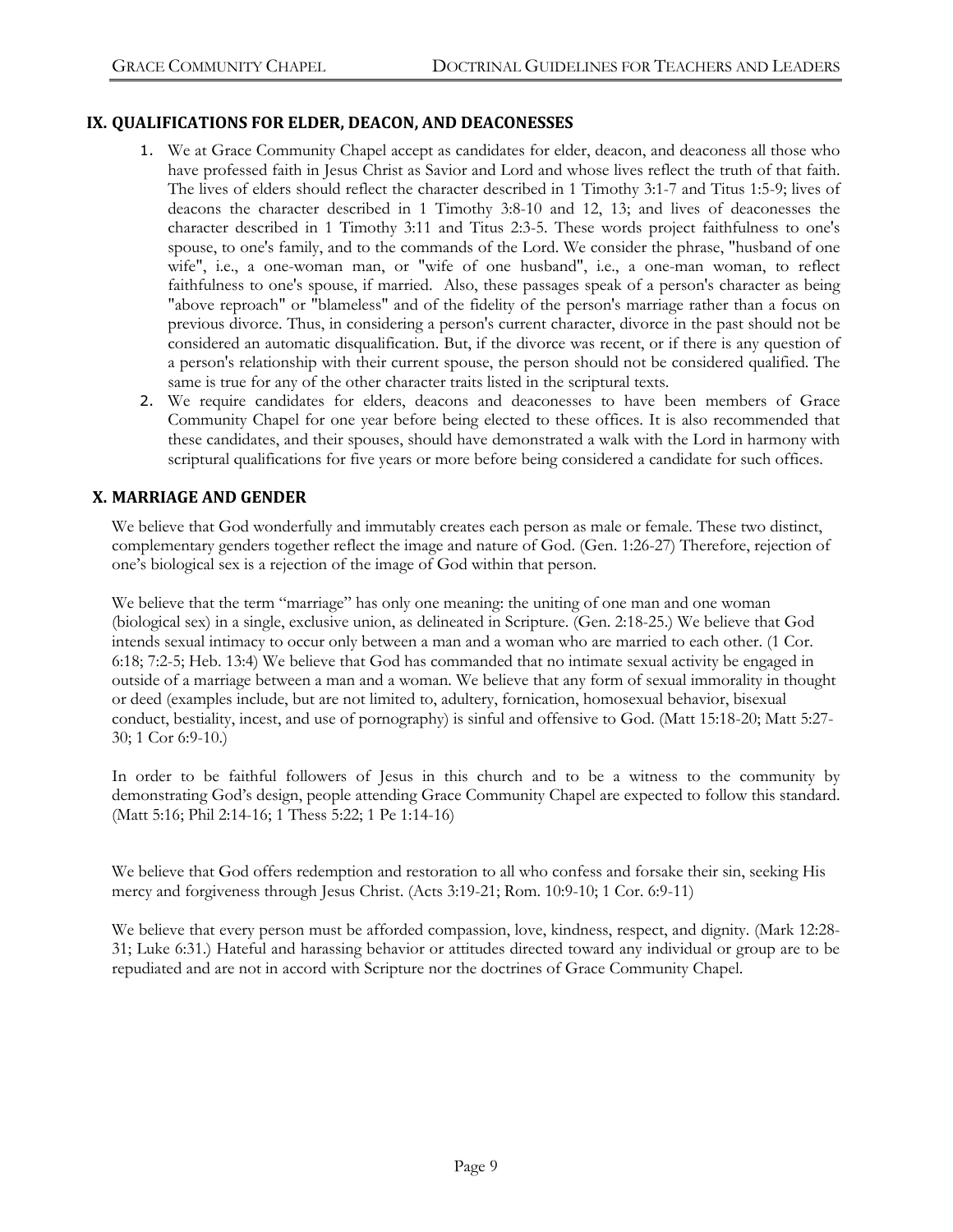## IX. QUALIFICATIONS FOR ELDER, DEACON, AND DEACONESSES

1. We at Grace Community Chapel accept as candidates for elder, deacon, and deaconess all those who have professed faith in Jesus Christ as Savior and Lord and whose lives reflect the truth of that faith. The lives of elders should reflect the character described in 1 Timothy 3:1-7 and Titus 1:5-9; lives of deacons the character described in 1 Timothy 3:8-10 and 12, 13; and lives of deaconesses the character described in 1 Timothy 3:11 and Titus 2:3-5. These words project faithfulness to one's spouse, to one's family, and to the commands of the Lord. We consider the phrase, "husband of one wife", i.e., a one-woman man, or "wife of one husband", i.e., a one-man woman, to reflect faithfulness to one's spouse, if married. Also, these passages speak of a person's character as being "above reproach" or "blameless" and of the fidelity of the person's marriage rather than a focus on previous divorce. Thus, in considering a person's current character, divorce in the past should not be considered an automatic disqualification. But, if the divorce was recent, or if there is any question of a person's relationship with their current spouse, the person should not be considered qualified. The same is true for any of the other character traits listed in the scriptural texts.
2. We require candidates for elders, deacons and deaconesses to have been members of Grace Community Chapel for one year before being elected to these offices. It is also recommended that these candidates, and their spouses, should have demonstrated a walk with the Lord in harmony with scriptural qualifications for five years or more before being considered a candidate for such offices.

## X. MARRIAGE AND GENDER

We believe that God wonderfully and immutably creates each person as male or female. These two distinct, complementary genders together reflect the image and nature of God. (Gen. 1:26-27) Therefore, rejection of one's biological sex is a rejection of the image of God within that person.

We believe that the term "marriage" has only one meaning: the uniting of one man and one woman (biological sex) in a single, exclusive union, as delineated in Scripture. (Gen. 2:18-25.) We believe that God intends sexual intimacy to occur only between a man and a woman who are married to each other. (1 Cor. 6:18; 7:2-5; Heb. 13:4) We believe that God has commanded that no intimate sexual activity be engaged in outside of a marriage between a man and a woman. We believe that any form of sexual immorality in thought or deed (examples include, but are not limited to, adultery, fornication, homosexual behavior, bisexual conduct, bestiality, incest, and use of pornography) is sinful and offensive to God. (Matt 15:18-20; Matt 5:27-30; 1 Cor 6:9-10.)

In order to be faithful followers of Jesus in this church and to be a witness to the community by demonstrating God's design, people attending Grace Community Chapel are expected to follow this standard. (Matt 5:16; Phil 2:14-16; 1 Thess 5:22; 1 Pe 1:14-16)

We believe that God offers redemption and restoration to all who confess and forsake their sin, seeking His mercy and forgiveness through Jesus Christ. (Acts 3:19-21; Rom. 10:9-10; 1 Cor. 6:9-11)

We believe that every person must be afforded compassion, love, kindness, respect, and dignity. (Mark 12:28-31; Luke 6:31.) Hateful and harassing behavior or attitudes directed toward any individual or group are to be repudiated and are not in accord with Scripture nor the doctrines of Grace Community Chapel.